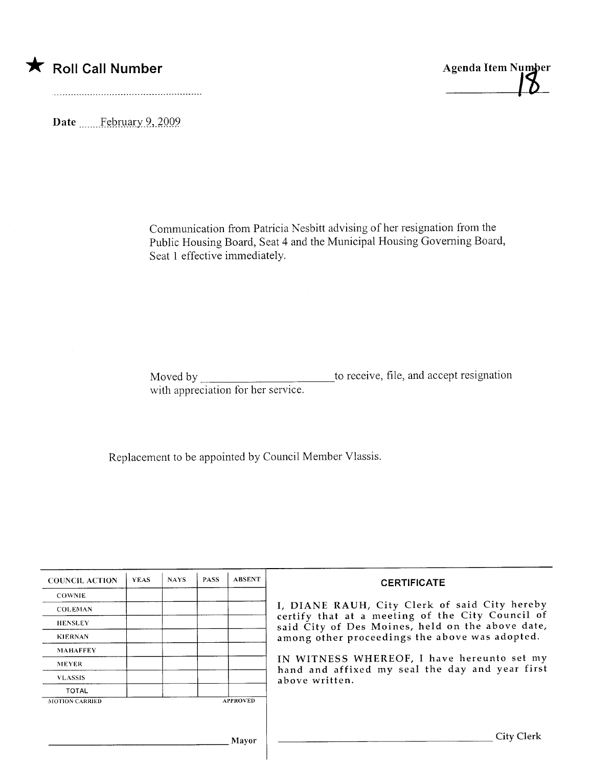★ **Roll Call Number**

..........................................................

**Agenda Item Number**

18

Date February 9, 2009

Communication from Patricia Nesbitt advising of her resignation from the Public Housing Board, Seat 4 and the Municipal Housing Governing Board, Seat 1 effective immediately.

Moved by \_\_\_\_\_\_\_\_\_\_\_\_\_\_\_\_\_\_\_\_\_\_\_\_ to receive, file, and accept resignation with appreciation for her service.

Replacement to be appointed by Council Member Vlassis.

| COUNCIL ACTION | YEAS | NAYS | PASS | ABSENT |
|---|---|---|---|---|
| COWNIE | | | | |
| COLEMAN | | | | |
| HENSLEY | | | | |
| KIERNAN | | | | |
| MAHAFFEY | | | | |
| MEYER | | | | |
| VLASSIS | | | | |
| TOTAL | | | | |

MOTION CARRIED APPROVED

\_\_\_\_\_\_\_\_\_\_\_\_\_\_\_\_\_\_\_\_\_\_\_\_\_\_\_\_\_\_\_\_ Mayor

**CERTIFICATE**

I, DIANE RAUH, City Clerk of said City hereby certify that at a meeting of the City Council of said City of Des Moines, held on the above date, among other proceedings the above was adopted.

IN WITNESS WHEREOF, I have hereunto set my hand and affixed my seal the day and year first above written.

\_\_\_\_\_\_\_\_\_\_\_\_\_\_\_\_\_\_\_\_\_\_\_\_\_\_\_\_\_\_\_\_ City Clerk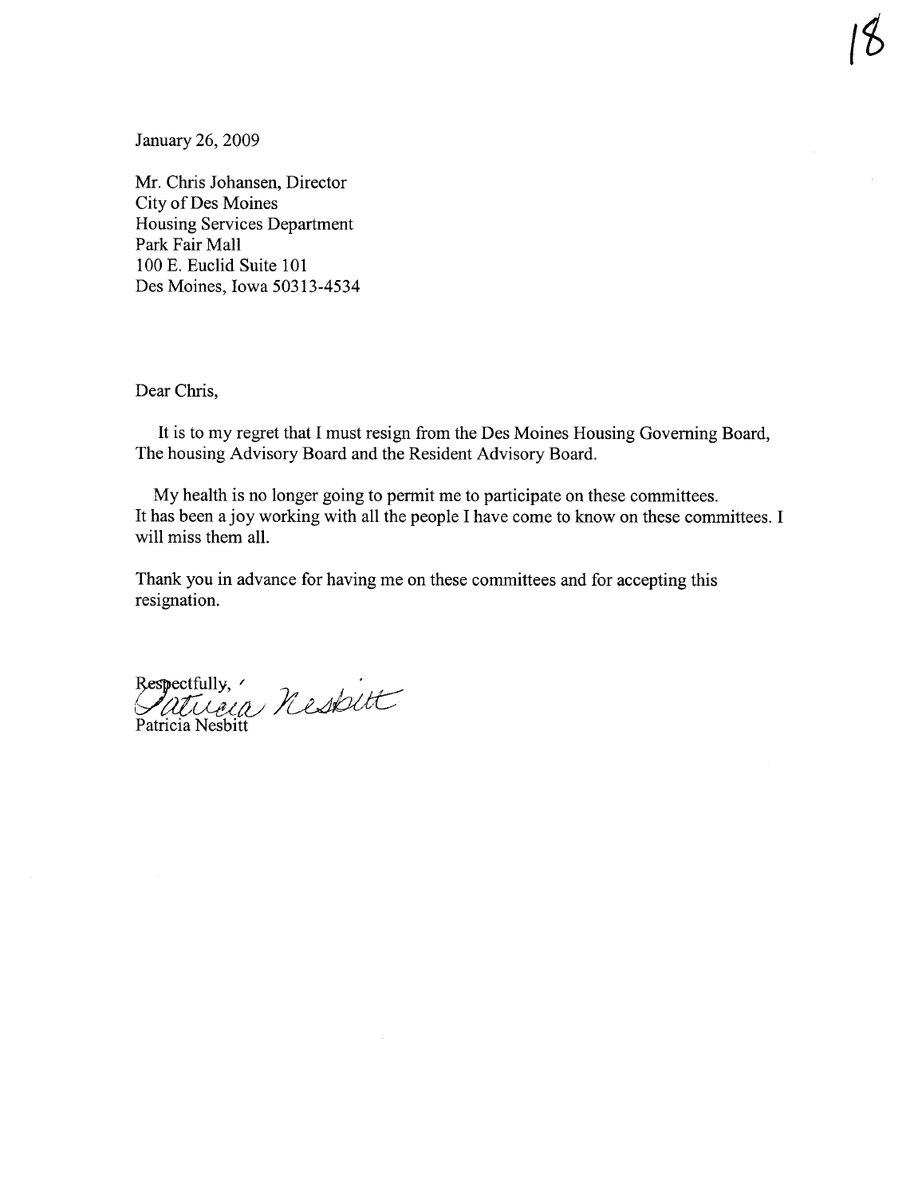January 26, 2009

Mr. Chris Johansen, Director
City of Des Moines
Housing Services Department
Park Fair Mall
100 E. Euclid Suite 101
Des Moines, Iowa 50313-4534

Dear Chris,

It is to my regret that I must resign from the Des Moines Housing Governing Board, The housing Advisory Board and the Resident Advisory Board.

My health is no longer going to permit me to participate on these committees. It has been a joy working with all the people I have come to know on these committees. I will miss them all.

Thank you in advance for having me on these committees and for accepting this resignation.

Respectfully,
Patricia Nesbitt
Patricia Nesbitt